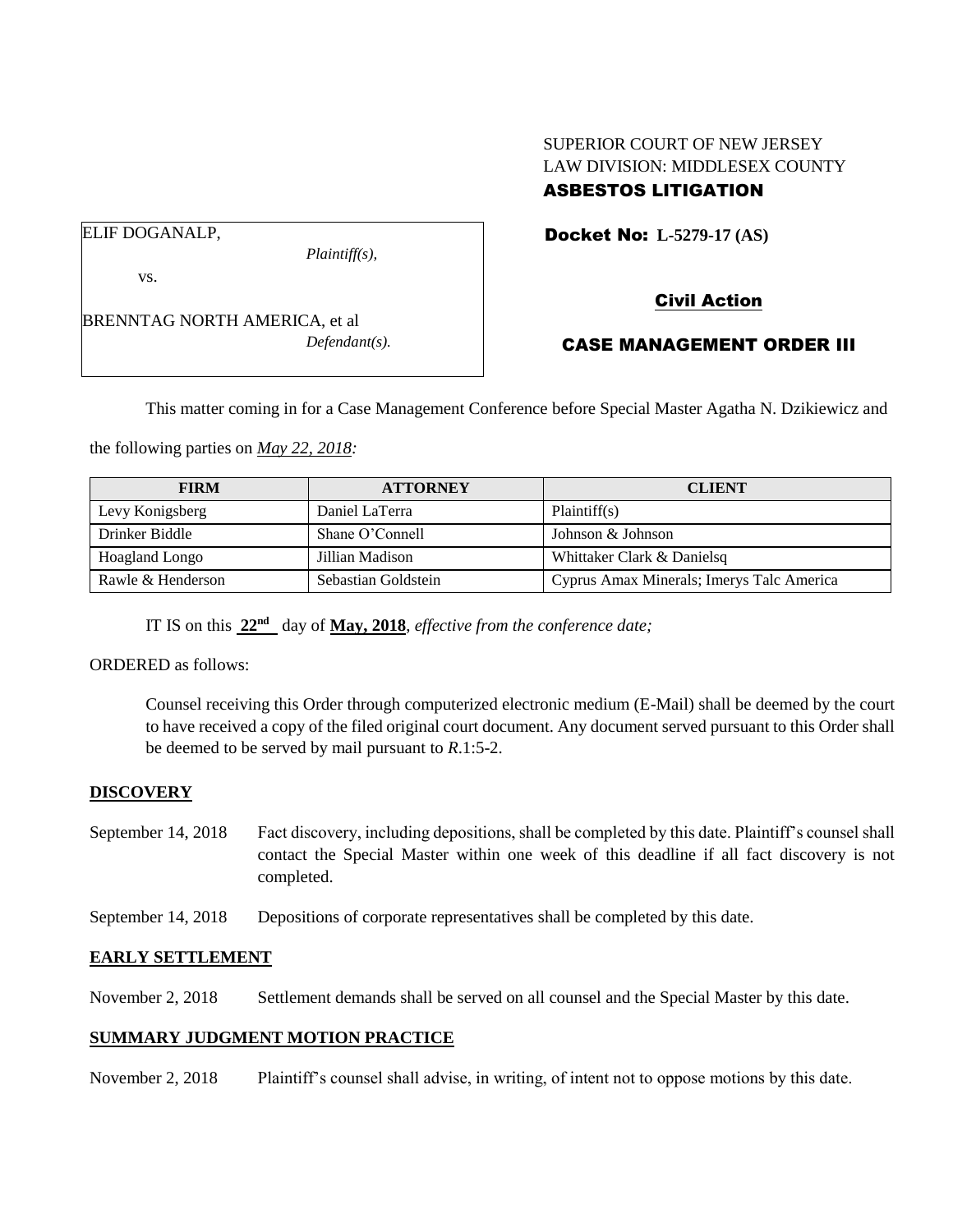SUPERIOR COURT OF NEW JERSEY
LAW DIVISION: MIDDLESEX COUNTY
**ASBESTOS LITIGATION**

ELIF DOGANALP,
*Plaintiff(s),*

vs.

BRENNTAG NORTH AMERICA, et al
*Defendant(s).*

**Docket No: L-5279-17 (AS)**

## Civil Action

## CASE MANAGEMENT ORDER III

This matter coming in for a Case Management Conference before Special Master Agatha N. Dzikiewicz and the following parties on *May 22, 2018:*

| FIRM | ATTORNEY | CLIENT |
| --- | --- | --- |
| Levy Konigsberg | Daniel LaTerra | Plaintiff(s) |
| Drinker Biddle | Shane O'Connell | Johnson & Johnson |
| Hoagland Longo | Jillian Madison | Whittaker Clark & Danielsq |
| Rawle & Henderson | Sebastian Goldstein | Cyprus Amax Minerals; Imerys Talc America |

IT IS on this **22nd** day of **May, 2018**, *effective from the conference date;*

ORDERED as follows:

Counsel receiving this Order through computerized electronic medium (E-Mail) shall be deemed by the court to have received a copy of the filed original court document. Any document served pursuant to this Order shall be deemed to be served by mail pursuant to *R*.1:5-2.

### DISCOVERY

September 14, 2018 Fact discovery, including depositions, shall be completed by this date. Plaintiff's counsel shall contact the Special Master within one week of this deadline if all fact discovery is not completed.

September 14, 2018 Depositions of corporate representatives shall be completed by this date.

### EARLY SETTLEMENT

November 2, 2018 Settlement demands shall be served on all counsel and the Special Master by this date.

### SUMMARY JUDGMENT MOTION PRACTICE

November 2, 2018 Plaintiff's counsel shall advise, in writing, of intent not to oppose motions by this date.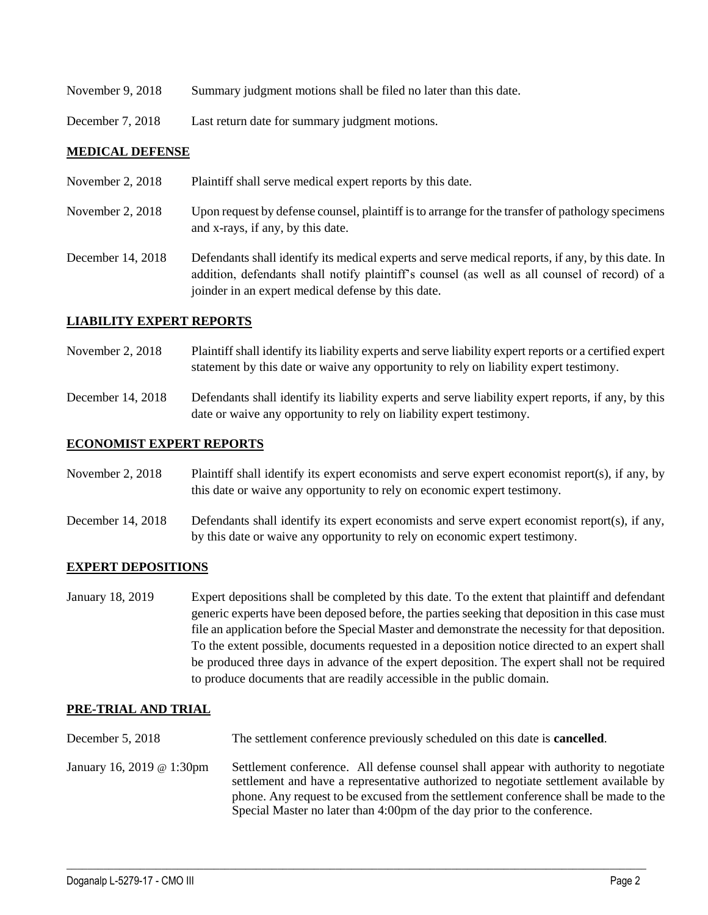| | |
|---|---|
| November 9, 2018 | Summary judgment motions shall be filed no later than this date. |
| December 7, 2018 | Last return date for summary judgment motions. |

**MEDICAL DEFENSE**

| | |
|---|---|
| November 2, 2018 | Plaintiff shall serve medical expert reports by this date. |
| November 2, 2018 | Upon request by defense counsel, plaintiff is to arrange for the transfer of pathology specimens and x-rays, if any, by this date. |
| December 14, 2018 | Defendants shall identify its medical experts and serve medical reports, if any, by this date. In addition, defendants shall notify plaintiff's counsel (as well as all counsel of record) of a joinder in an expert medical defense by this date. |

**LIABILITY EXPERT REPORTS**

| | |
|---|---|
| November 2, 2018 | Plaintiff shall identify its liability experts and serve liability expert reports or a certified expert statement by this date or waive any opportunity to rely on liability expert testimony. |
| December 14, 2018 | Defendants shall identify its liability experts and serve liability expert reports, if any, by this date or waive any opportunity to rely on liability expert testimony. |

**ECONOMIST EXPERT REPORTS**

| | |
|---|---|
| November 2, 2018 | Plaintiff shall identify its expert economists and serve expert economist report(s), if any, by this date or waive any opportunity to rely on economic expert testimony. |
| December 14, 2018 | Defendants shall identify its expert economists and serve expert economist report(s), if any, by this date or waive any opportunity to rely on economic expert testimony. |

**EXPERT DEPOSITIONS**

| | |
|---|---|
| January 18, 2019 | Expert depositions shall be completed by this date. To the extent that plaintiff and defendant generic experts have been deposed before, the parties seeking that deposition in this case must file an application before the Special Master and demonstrate the necessity for that deposition. To the extent possible, documents requested in a deposition notice directed to an expert shall be produced three days in advance of the expert deposition. The expert shall not be required to produce documents that are readily accessible in the public domain. |

**PRE-TRIAL AND TRIAL**

| | |
|---|---|
| December 5, 2018 | The settlement conference previously scheduled on this date is **cancelled**. |
| January 16, 2019 @ 1:30pm | Settlement conference. All defense counsel shall appear with authority to negotiate settlement and have a representative authorized to negotiate settlement available by phone. Any request to be excused from the settlement conference shall be made to the Special Master no later than 4:00pm of the day prior to the conference. |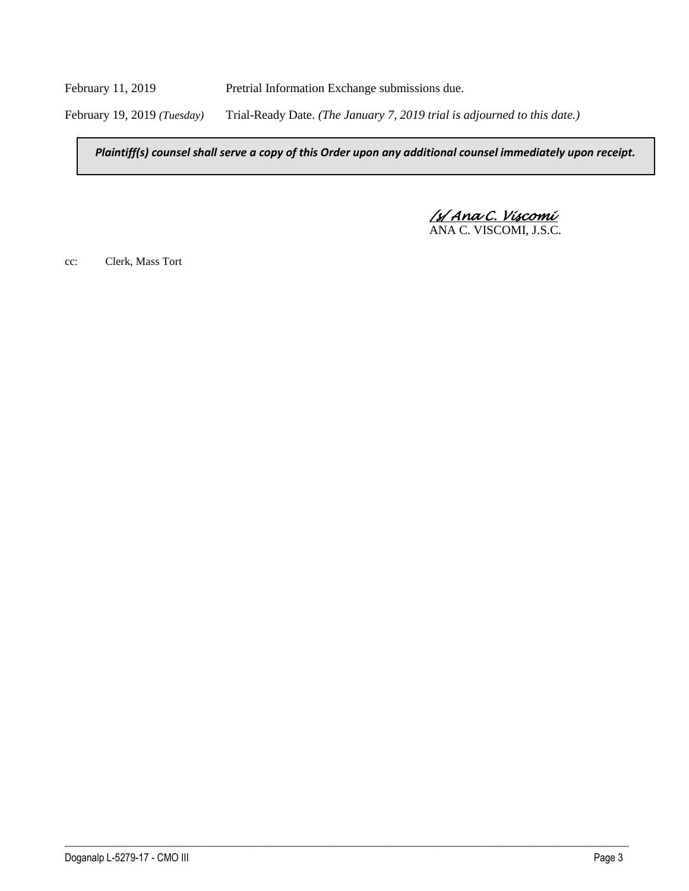| | |
|---|---|
| February 11, 2019 | Pretrial Information Exchange submissions due. |
| February 19, 2019 *(Tuesday)* | Trial-Ready Date. *(The January 7, 2019 trial is adjourned to this date.)* |

***Plaintiff(s) counsel shall serve a copy of this Order upon any additional counsel immediately upon receipt.***

*/s/ Ana C. Viscomi*
ANA C. VISCOMI, J.S.C.

cc: Clerk, Mass Tort